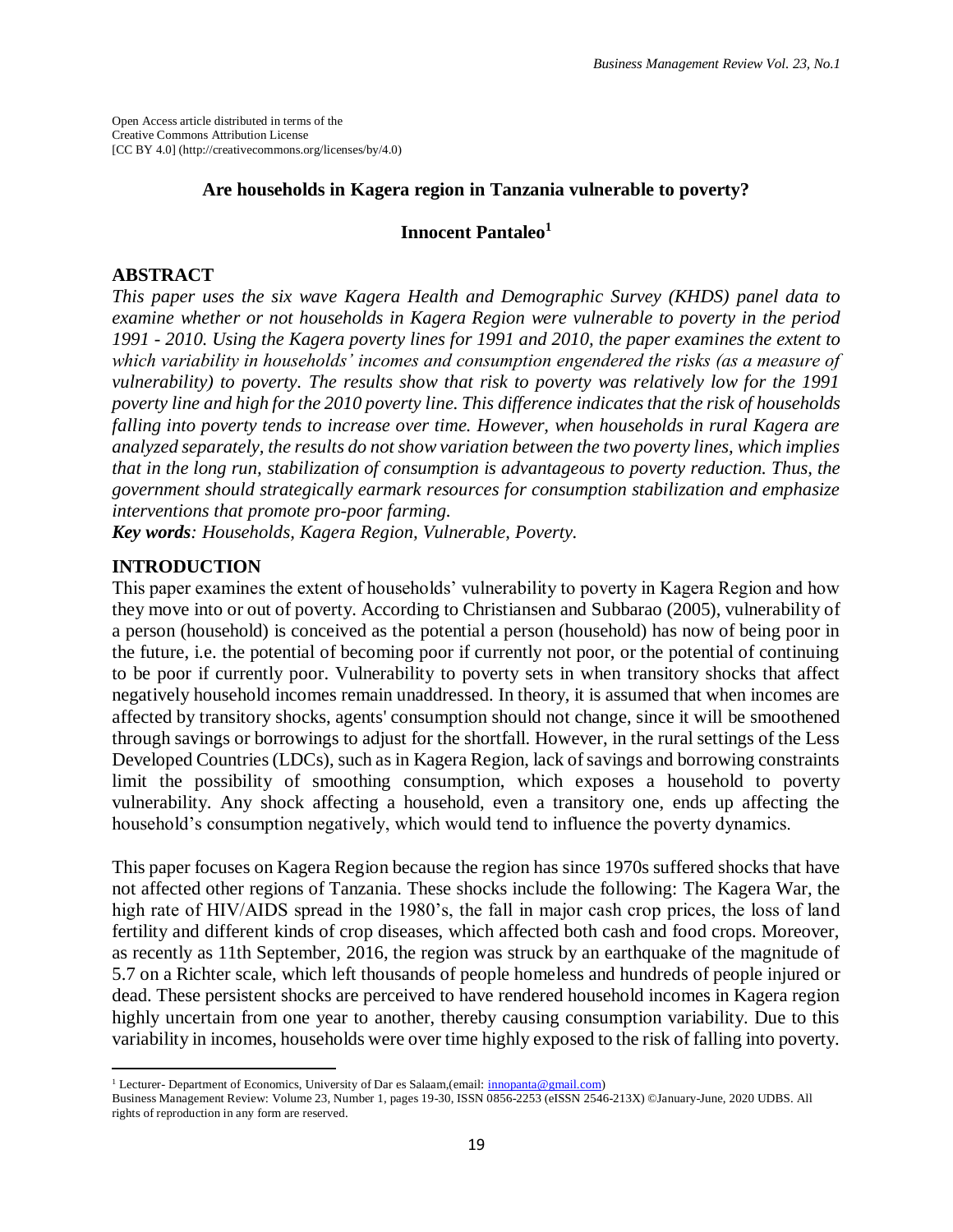Open Access article distributed in terms of the Creative Commons Attribution License [CC BY 4.0] (http://creativecommons.org/licenses/by/4.0)

# Are households in Kagera region in Tanzania vulnerable to poverty?

**Innocent Pantaleo**[1]

## ABSTRACT

*This paper uses the six wave Kagera Health and Demographic Survey (KHDS) panel data to examine whether or not households in Kagera Region were vulnerable to poverty in the period 1991 - 2010. Using the Kagera poverty lines for 1991 and 2010, the paper examines the extent to which variability in households' incomes and consumption engendered the risks (as a measure of vulnerability) to poverty. The results show that risk to poverty was relatively low for the 1991 poverty line and high for the 2010 poverty line. This difference indicates that the risk of households falling into poverty tends to increase over time. However, when households in rural Kagera are analyzed separately, the results do not show variation between the two poverty lines, which implies that in the long run, stabilization of consumption is advantageous to poverty reduction. Thus, the government should strategically earmark resources for consumption stabilization and emphasize interventions that promote pro-poor farming.*

***Key words**: Households, Kagera Region, Vulnerable, Poverty.*

## INTRODUCTION

This paper examines the extent of households' vulnerability to poverty in Kagera Region and how they move into or out of poverty. According to Christiansen and Subbarao (2005), vulnerability of a person (household) is conceived as the potential a person (household) has now of being poor in the future, i.e. the potential of becoming poor if currently not poor, or the potential of continuing to be poor if currently poor. Vulnerability to poverty sets in when transitory shocks that affect negatively household incomes remain unaddressed. In theory, it is assumed that when incomes are affected by transitory shocks, agents' consumption should not change, since it will be smoothened through savings or borrowings to adjust for the shortfall. However, in the rural settings of the Less Developed Countries (LDCs), such as in Kagera Region, lack of savings and borrowing constraints limit the possibility of smoothing consumption, which exposes a household to poverty vulnerability. Any shock affecting a household, even a transitory one, ends up affecting the household's consumption negatively, which would tend to influence the poverty dynamics.

This paper focuses on Kagera Region because the region has since 1970s suffered shocks that have not affected other regions of Tanzania. These shocks include the following: The Kagera War, the high rate of HIV/AIDS spread in the 1980's, the fall in major cash crop prices, the loss of land fertility and different kinds of crop diseases, which affected both cash and food crops. Moreover, as recently as 11th September, 2016, the region was struck by an earthquake of the magnitude of 5.7 on a Richter scale, which left thousands of people homeless and hundreds of people injured or dead. These persistent shocks are perceived to have rendered household incomes in Kagera region highly uncertain from one year to another, thereby causing consumption variability. Due to this variability in incomes, households were over time highly exposed to the risk of falling into poverty.

---

[1] Lecturer- Department of Economics, University of Dar es Salaam,(email: innopanta@gmail.com)

Business Management Review: Volume 23, Number 1, pages 19-30, ISSN 0856-2253 (eISSN 2546-213X) ©January-June, 2020 UDBS. All rights of reproduction in any form are reserved.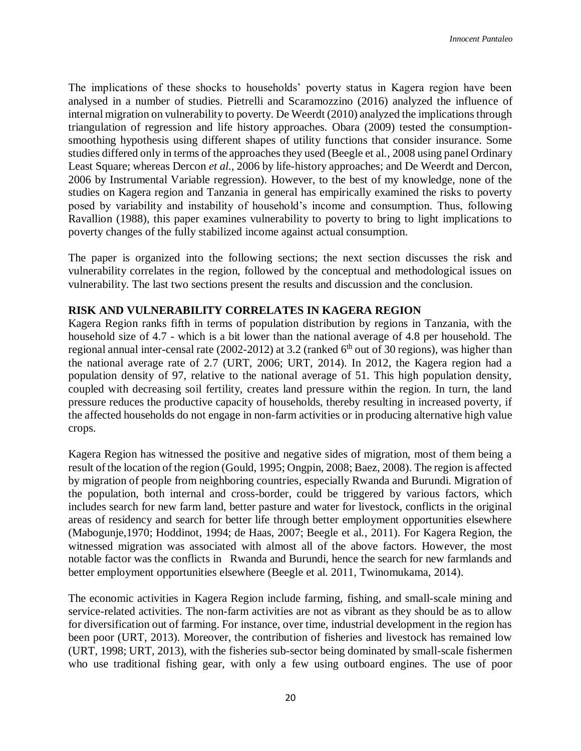The implications of these shocks to households' poverty status in Kagera region have been analysed in a number of studies. Pietrelli and Scaramozzino (2016) analyzed the influence of internal migration on vulnerability to poverty. De Weerdt (2010) analyzed the implications through triangulation of regression and life history approaches. Obara (2009) tested the consumption-smoothing hypothesis using different shapes of utility functions that consider insurance. Some studies differed only in terms of the approaches they used (Beegle et al., 2008 using panel Ordinary Least Square; whereas Dercon *et al.*, 2006 by life-history approaches; and De Weerdt and Dercon, 2006 by Instrumental Variable regression). However, to the best of my knowledge, none of the studies on Kagera region and Tanzania in general has empirically examined the risks to poverty posed by variability and instability of household's income and consumption. Thus, following Ravallion (1988), this paper examines vulnerability to poverty to bring to light implications to poverty changes of the fully stabilized income against actual consumption.

The paper is organized into the following sections; the next section discusses the risk and vulnerability correlates in the region, followed by the conceptual and methodological issues on vulnerability. The last two sections present the results and discussion and the conclusion.

## RISK AND VULNERABILITY CORRELATES IN KAGERA REGION

Kagera Region ranks fifth in terms of population distribution by regions in Tanzania, with the household size of 4.7 - which is a bit lower than the national average of 4.8 per household. The regional annual inter-censal rate (2002-2012) at 3.2 (ranked 6th out of 30 regions), was higher than the national average rate of 2.7 (URT, 2006; URT, 2014). In 2012, the Kagera region had a population density of 97, relative to the national average of 51. This high population density, coupled with decreasing soil fertility, creates land pressure within the region. In turn, the land pressure reduces the productive capacity of households, thereby resulting in increased poverty, if the affected households do not engage in non-farm activities or in producing alternative high value crops.

Kagera Region has witnessed the positive and negative sides of migration, most of them being a result of the location of the region (Gould, 1995; Ongpin, 2008; Baez, 2008). The region is affected by migration of people from neighboring countries, especially Rwanda and Burundi. Migration of the population, both internal and cross-border, could be triggered by various factors, which includes search for new farm land, better pasture and water for livestock, conflicts in the original areas of residency and search for better life through better employment opportunities elsewhere (Mabogunje,1970; Hoddinot, 1994; de Haas, 2007; Beegle et al., 2011). For Kagera Region, the witnessed migration was associated with almost all of the above factors. However, the most notable factor was the conflicts in Rwanda and Burundi, hence the search for new farmlands and better employment opportunities elsewhere (Beegle et al. 2011, Twinomukama, 2014).

The economic activities in Kagera Region include farming, fishing, and small-scale mining and service-related activities. The non-farm activities are not as vibrant as they should be as to allow for diversification out of farming. For instance, over time, industrial development in the region has been poor (URT, 2013). Moreover, the contribution of fisheries and livestock has remained low (URT, 1998; URT, 2013), with the fisheries sub-sector being dominated by small-scale fishermen who use traditional fishing gear, with only a few using outboard engines. The use of poor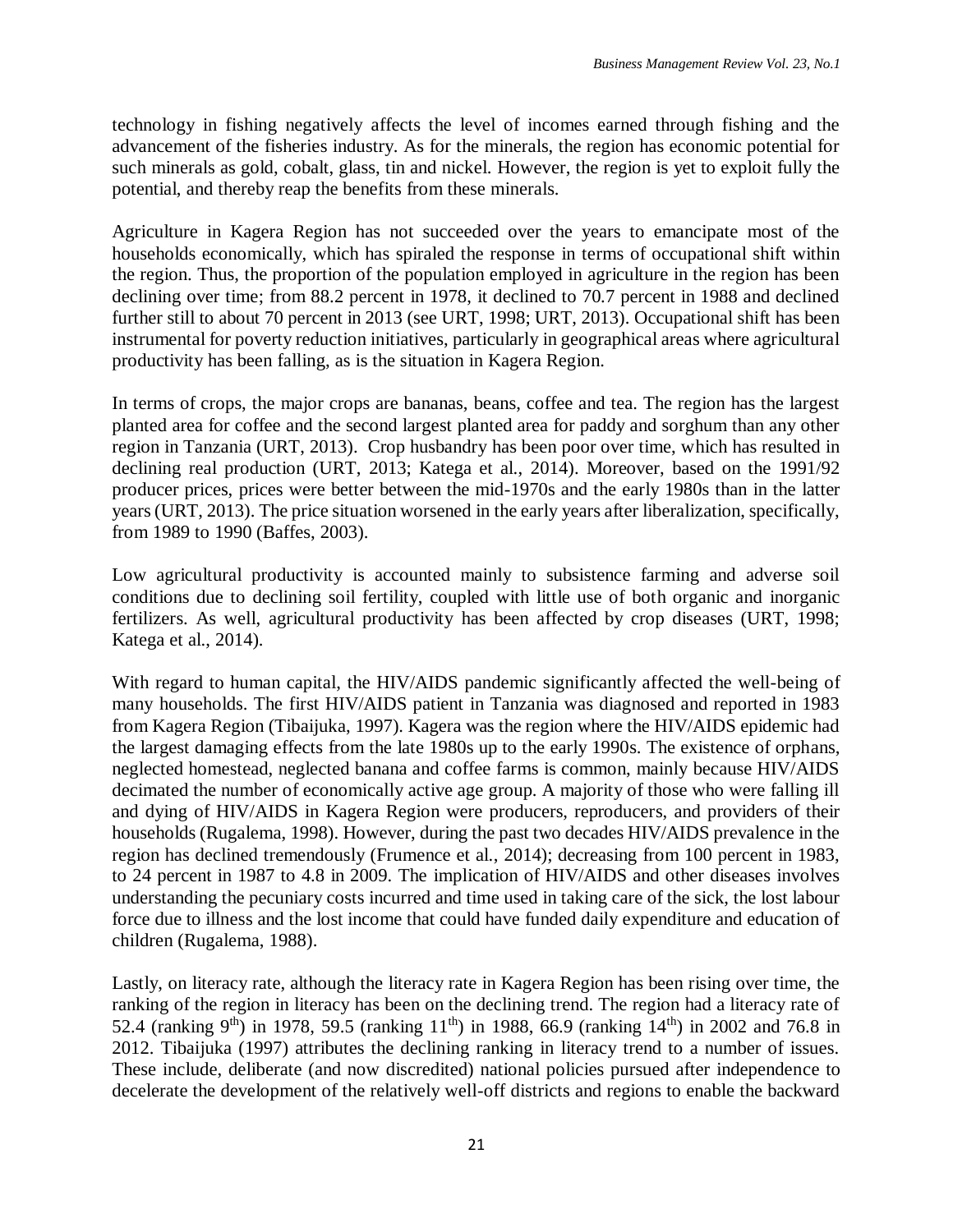technology in fishing negatively affects the level of incomes earned through fishing and the advancement of the fisheries industry. As for the minerals, the region has economic potential for such minerals as gold, cobalt, glass, tin and nickel. However, the region is yet to exploit fully the potential, and thereby reap the benefits from these minerals.

Agriculture in Kagera Region has not succeeded over the years to emancipate most of the households economically, which has spiraled the response in terms of occupational shift within the region. Thus, the proportion of the population employed in agriculture in the region has been declining over time; from 88.2 percent in 1978, it declined to 70.7 percent in 1988 and declined further still to about 70 percent in 2013 (see URT, 1998; URT, 2013). Occupational shift has been instrumental for poverty reduction initiatives, particularly in geographical areas where agricultural productivity has been falling, as is the situation in Kagera Region.

In terms of crops, the major crops are bananas, beans, coffee and tea. The region has the largest planted area for coffee and the second largest planted area for paddy and sorghum than any other region in Tanzania (URT, 2013). Crop husbandry has been poor over time, which has resulted in declining real production (URT, 2013; Katega et al., 2014). Moreover, based on the 1991/92 producer prices, prices were better between the mid-1970s and the early 1980s than in the latter years (URT, 2013). The price situation worsened in the early years after liberalization, specifically, from 1989 to 1990 (Baffes, 2003).

Low agricultural productivity is accounted mainly to subsistence farming and adverse soil conditions due to declining soil fertility, coupled with little use of both organic and inorganic fertilizers. As well, agricultural productivity has been affected by crop diseases (URT, 1998; Katega et al., 2014).

With regard to human capital, the HIV/AIDS pandemic significantly affected the well-being of many households. The first HIV/AIDS patient in Tanzania was diagnosed and reported in 1983 from Kagera Region (Tibaijuka, 1997). Kagera was the region where the HIV/AIDS epidemic had the largest damaging effects from the late 1980s up to the early 1990s. The existence of orphans, neglected homestead, neglected banana and coffee farms is common, mainly because HIV/AIDS decimated the number of economically active age group. A majority of those who were falling ill and dying of HIV/AIDS in Kagera Region were producers, reproducers, and providers of their households (Rugalema, 1998). However, during the past two decades HIV/AIDS prevalence in the region has declined tremendously (Frumence et al., 2014); decreasing from 100 percent in 1983, to 24 percent in 1987 to 4.8 in 2009. The implication of HIV/AIDS and other diseases involves understanding the pecuniary costs incurred and time used in taking care of the sick, the lost labour force due to illness and the lost income that could have funded daily expenditure and education of children (Rugalema, 1988).

Lastly, on literacy rate, although the literacy rate in Kagera Region has been rising over time, the ranking of the region in literacy has been on the declining trend. The region had a literacy rate of 52.4 (ranking 9th) in 1978, 59.5 (ranking 11th) in 1988, 66.9 (ranking 14th) in 2002 and 76.8 in 2012. Tibaijuka (1997) attributes the declining ranking in literacy trend to a number of issues. These include, deliberate (and now discredited) national policies pursued after independence to decelerate the development of the relatively well-off districts and regions to enable the backward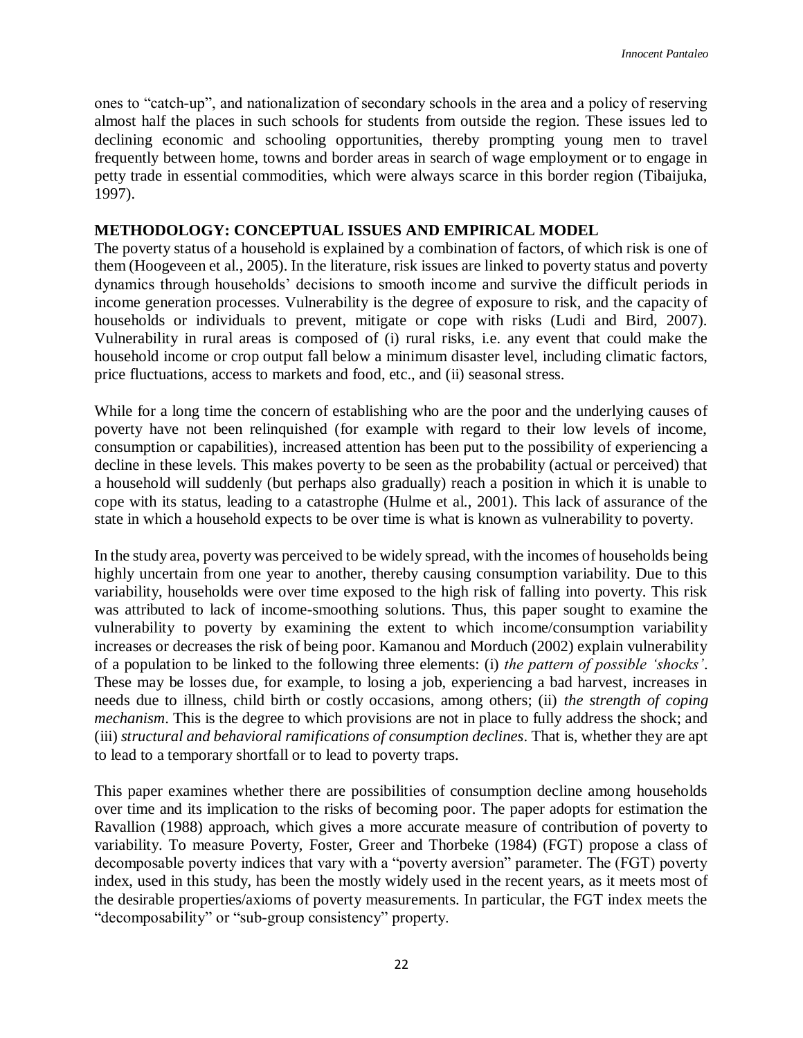ones to "catch-up", and nationalization of secondary schools in the area and a policy of reserving almost half the places in such schools for students from outside the region. These issues led to declining economic and schooling opportunities, thereby prompting young men to travel frequently between home, towns and border areas in search of wage employment or to engage in petty trade in essential commodities, which were always scarce in this border region (Tibaijuka, 1997).

## METHODOLOGY: CONCEPTUAL ISSUES AND EMPIRICAL MODEL

The poverty status of a household is explained by a combination of factors, of which risk is one of them (Hoogeveen et al., 2005). In the literature, risk issues are linked to poverty status and poverty dynamics through households' decisions to smooth income and survive the difficult periods in income generation processes. Vulnerability is the degree of exposure to risk, and the capacity of households or individuals to prevent, mitigate or cope with risks (Ludi and Bird, 2007). Vulnerability in rural areas is composed of (i) rural risks, i.e. any event that could make the household income or crop output fall below a minimum disaster level, including climatic factors, price fluctuations, access to markets and food, etc., and (ii) seasonal stress.

While for a long time the concern of establishing who are the poor and the underlying causes of poverty have not been relinquished (for example with regard to their low levels of income, consumption or capabilities), increased attention has been put to the possibility of experiencing a decline in these levels. This makes poverty to be seen as the probability (actual or perceived) that a household will suddenly (but perhaps also gradually) reach a position in which it is unable to cope with its status, leading to a catastrophe (Hulme et al., 2001). This lack of assurance of the state in which a household expects to be over time is what is known as vulnerability to poverty.

In the study area, poverty was perceived to be widely spread, with the incomes of households being highly uncertain from one year to another, thereby causing consumption variability. Due to this variability, households were over time exposed to the high risk of falling into poverty. This risk was attributed to lack of income-smoothing solutions. Thus, this paper sought to examine the vulnerability to poverty by examining the extent to which income/consumption variability increases or decreases the risk of being poor. Kamanou and Morduch (2002) explain vulnerability of a population to be linked to the following three elements: (i) *the pattern of possible 'shocks'*. These may be losses due, for example, to losing a job, experiencing a bad harvest, increases in needs due to illness, child birth or costly occasions, among others; (ii) *the strength of coping mechanism*. This is the degree to which provisions are not in place to fully address the shock; and (iii) *structural and behavioral ramifications of consumption declines*. That is, whether they are apt to lead to a temporary shortfall or to lead to poverty traps.

This paper examines whether there are possibilities of consumption decline among households over time and its implication to the risks of becoming poor. The paper adopts for estimation the Ravallion (1988) approach, which gives a more accurate measure of contribution of poverty to variability. To measure Poverty, Foster, Greer and Thorbeke (1984) (FGT) propose a class of decomposable poverty indices that vary with a "poverty aversion" parameter. The (FGT) poverty index, used in this study, has been the mostly widely used in the recent years, as it meets most of the desirable properties/axioms of poverty measurements. In particular, the FGT index meets the "decomposability" or "sub-group consistency" property.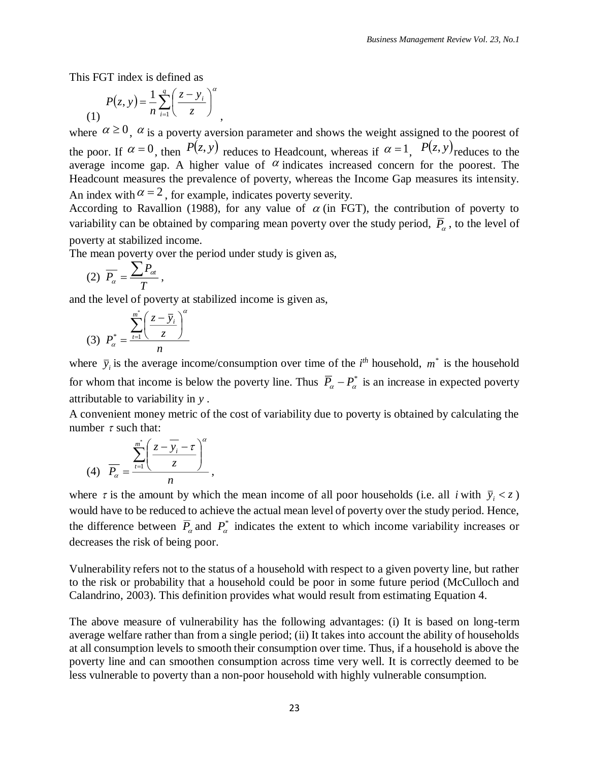This FGT index is defined as

$$P(z,y) = \frac{1}{n}\sum_{i=1}^{q}\left(\frac{z-y_i}{z}\right)^{\alpha} \quad (1)$$

where $\alpha \geq 0$, $\alpha$ is a poverty aversion parameter and shows the weight assigned to the poorest of the poor. If $\alpha = 0$, then $P(z,y)$ reduces to Headcount, whereas if $\alpha = 1$, $P(z,y)$ reduces to the average income gap. A higher value of $\alpha$ indicates increased concern for the poorest. The Headcount measures the prevalence of poverty, whereas the Income Gap measures its intensity. An index with $\alpha = 2$, for example, indicates poverty severity.

According to Ravallion (1988), for any value of $\alpha$ (in FGT), the contribution of poverty to variability can be obtained by comparing mean poverty over the study period, $\overline{P}_{\alpha}$, to the level of poverty at stabilized income.

The mean poverty over the period under study is given as,

$$\overline{P_{\alpha}} = \frac{\sum P_{\alpha t}}{T}, \quad (2)$$

and the level of poverty at stabilized income is given as,

$$P_{\alpha}^{*} = \frac{\sum_{t=1}^{m^{*}}\left(\frac{z-\overline{y}_i}{z}\right)^{\alpha}}{n} \quad (3)$$

where $\overline{y}_i$ is the average income/consumption over time of the $i^{th}$ household, $m^{*}$ is the household for whom that income is below the poverty line. Thus $\overline{P}_{\alpha} - P_{\alpha}^{*}$ is an increase in expected poverty attributable to variability in $y$.

A convenient money metric of the cost of variability due to poverty is obtained by calculating the number $\tau$ such that:

$$\overline{P_{\alpha}} = \frac{\sum_{t=1}^{m^{*}}\left(\frac{z-\overline{y_i}-\tau}{z}\right)^{\alpha}}{n}, \quad (4)$$

where $\tau$ is the amount by which the mean income of all poor households (i.e. all $i$ with $\overline{y}_i < z$) would have to be reduced to achieve the actual mean level of poverty over the study period. Hence, the difference between $\overline{P}_{\alpha}$ and $P_{\alpha}^{*}$ indicates the extent to which income variability increases or decreases the risk of being poor.

Vulnerability refers not to the status of a household with respect to a given poverty line, but rather to the risk or probability that a household could be poor in some future period (McCulloch and Calandrino, 2003). This definition provides what would result from estimating Equation 4.

The above measure of vulnerability has the following advantages: (i) It is based on long-term average welfare rather than from a single period; (ii) It takes into account the ability of households at all consumption levels to smooth their consumption over time. Thus, if a household is above the poverty line and can smoothen consumption across time very well. It is correctly deemed to be less vulnerable to poverty than a non-poor household with highly vulnerable consumption.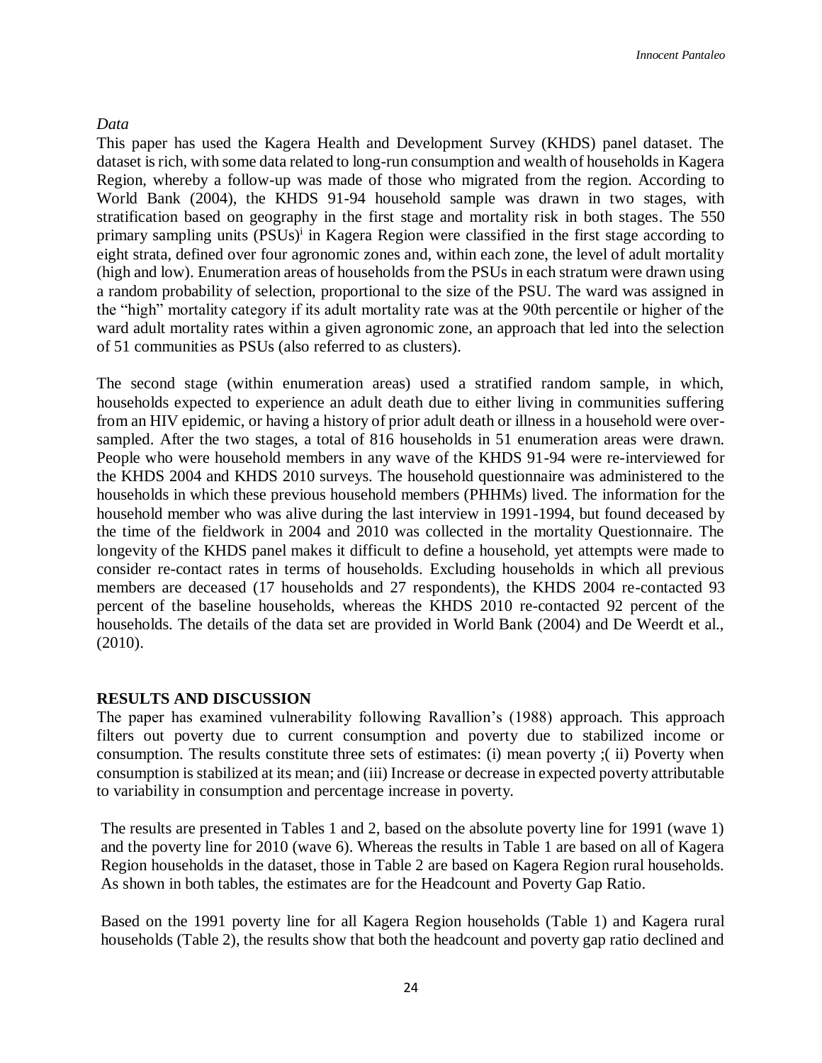*Data*

This paper has used the Kagera Health and Development Survey (KHDS) panel dataset. The dataset is rich, with some data related to long-run consumption and wealth of households in Kagera Region, whereby a follow-up was made of those who migrated from the region. According to World Bank (2004), the KHDS 91-94 household sample was drawn in two stages, with stratification based on geography in the first stage and mortality risk in both stages. The 550 primary sampling units (PSUs)[i] in Kagera Region were classified in the first stage according to eight strata, defined over four agronomic zones and, within each zone, the level of adult mortality (high and low). Enumeration areas of households from the PSUs in each stratum were drawn using a random probability of selection, proportional to the size of the PSU. The ward was assigned in the "high" mortality category if its adult mortality rate was at the 90th percentile or higher of the ward adult mortality rates within a given agronomic zone, an approach that led into the selection of 51 communities as PSUs (also referred to as clusters).

The second stage (within enumeration areas) used a stratified random sample, in which, households expected to experience an adult death due to either living in communities suffering from an HIV epidemic, or having a history of prior adult death or illness in a household were over-sampled. After the two stages, a total of 816 households in 51 enumeration areas were drawn. People who were household members in any wave of the KHDS 91-94 were re-interviewed for the KHDS 2004 and KHDS 2010 surveys. The household questionnaire was administered to the households in which these previous household members (PHHMs) lived. The information for the household member who was alive during the last interview in 1991-1994, but found deceased by the time of the fieldwork in 2004 and 2010 was collected in the mortality Questionnaire. The longevity of the KHDS panel makes it difficult to define a household, yet attempts were made to consider re-contact rates in terms of households. Excluding households in which all previous members are deceased (17 households and 27 respondents), the KHDS 2004 re-contacted 93 percent of the baseline households, whereas the KHDS 2010 re-contacted 92 percent of the households. The details of the data set are provided in World Bank (2004) and De Weerdt et al., (2010).

## RESULTS AND DISCUSSION

The paper has examined vulnerability following Ravallion's (1988) approach. This approach filters out poverty due to current consumption and poverty due to stabilized income or consumption. The results constitute three sets of estimates: (i) mean poverty ;( ii) Poverty when consumption is stabilized at its mean; and (iii) Increase or decrease in expected poverty attributable to variability in consumption and percentage increase in poverty.

The results are presented in Tables 1 and 2, based on the absolute poverty line for 1991 (wave 1) and the poverty line for 2010 (wave 6). Whereas the results in Table 1 are based on all of Kagera Region households in the dataset, those in Table 2 are based on Kagera Region rural households. As shown in both tables, the estimates are for the Headcount and Poverty Gap Ratio.

Based on the 1991 poverty line for all Kagera Region households (Table 1) and Kagera rural households (Table 2), the results show that both the headcount and poverty gap ratio declined and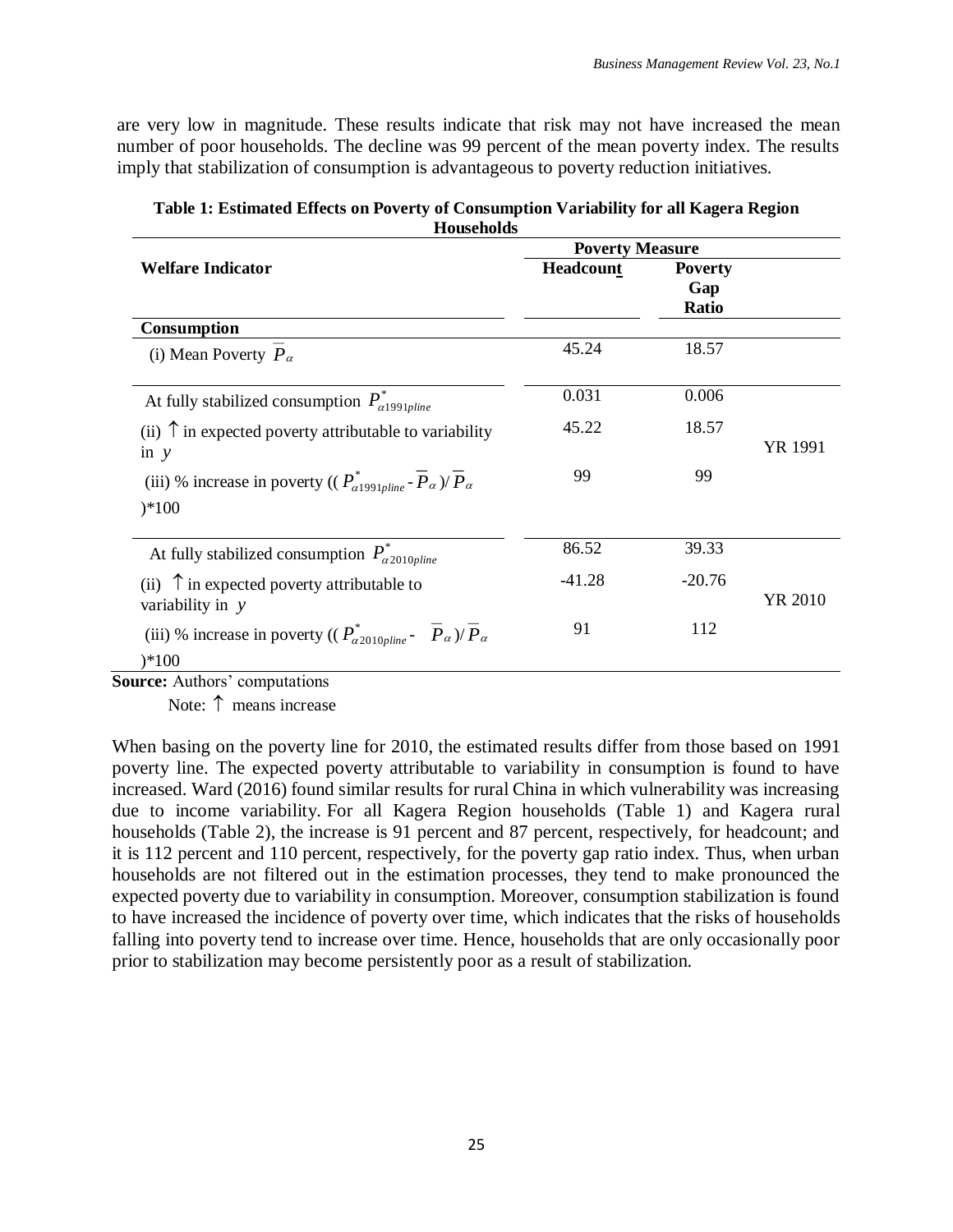are very low in magnitude. These results indicate that risk may not have increased the mean number of poor households. The decline was 99 percent of the mean poverty index. The results imply that stabilization of consumption is advantageous to poverty reduction initiatives.

**Table 1: Estimated Effects on Poverty of Consumption Variability for all Kagera Region Households**

| Welfare Indicator | Poverty Measure | | |
|---|---|---|---|
| | Headcount | Poverty Gap Ratio | |
| **Consumption** | | | |
| (i) Mean Poverty $\overline{P}_{\alpha}$ | 45.24 | 18.57 | |
| At fully stabilized consumption $P^{*}_{\alpha 1991pline}$ | 0.031 | 0.006 | |
| (ii) ↑ in expected poverty attributable to variability in $y$ | 45.22 | 18.57 | YR 1991 |
| (iii) % increase in poverty $((P^{*}_{\alpha 1991pline} - \overline{P}_{\alpha})/\overline{P}_{\alpha})*100$ | 99 | 99 | |
| At fully stabilized consumption $P^{*}_{\alpha 2010pline}$ | 86.52 | 39.33 | |
| (ii) ↑ in expected poverty attributable to variability in $y$ | -41.28 | -20.76 | YR 2010 |
| (iii) % increase in poverty $((P^{*}_{\alpha 2010pline} - \overline{P}_{\alpha})/\overline{P}_{\alpha})*100$ | 91 | 112 | |

**Source:** Authors' computations

Note: ↑ means increase

When basing on the poverty line for 2010, the estimated results differ from those based on 1991 poverty line. The expected poverty attributable to variability in consumption is found to have increased. Ward (2016) found similar results for rural China in which vulnerability was increasing due to income variability. For all Kagera Region households (Table 1) and Kagera rural households (Table 2), the increase is 91 percent and 87 percent, respectively, for headcount; and it is 112 percent and 110 percent, respectively, for the poverty gap ratio index. Thus, when urban households are not filtered out in the estimation processes, they tend to make pronounced the expected poverty due to variability in consumption. Moreover, consumption stabilization is found to have increased the incidence of poverty over time, which indicates that the risks of households falling into poverty tend to increase over time. Hence, households that are only occasionally poor prior to stabilization may become persistently poor as a result of stabilization.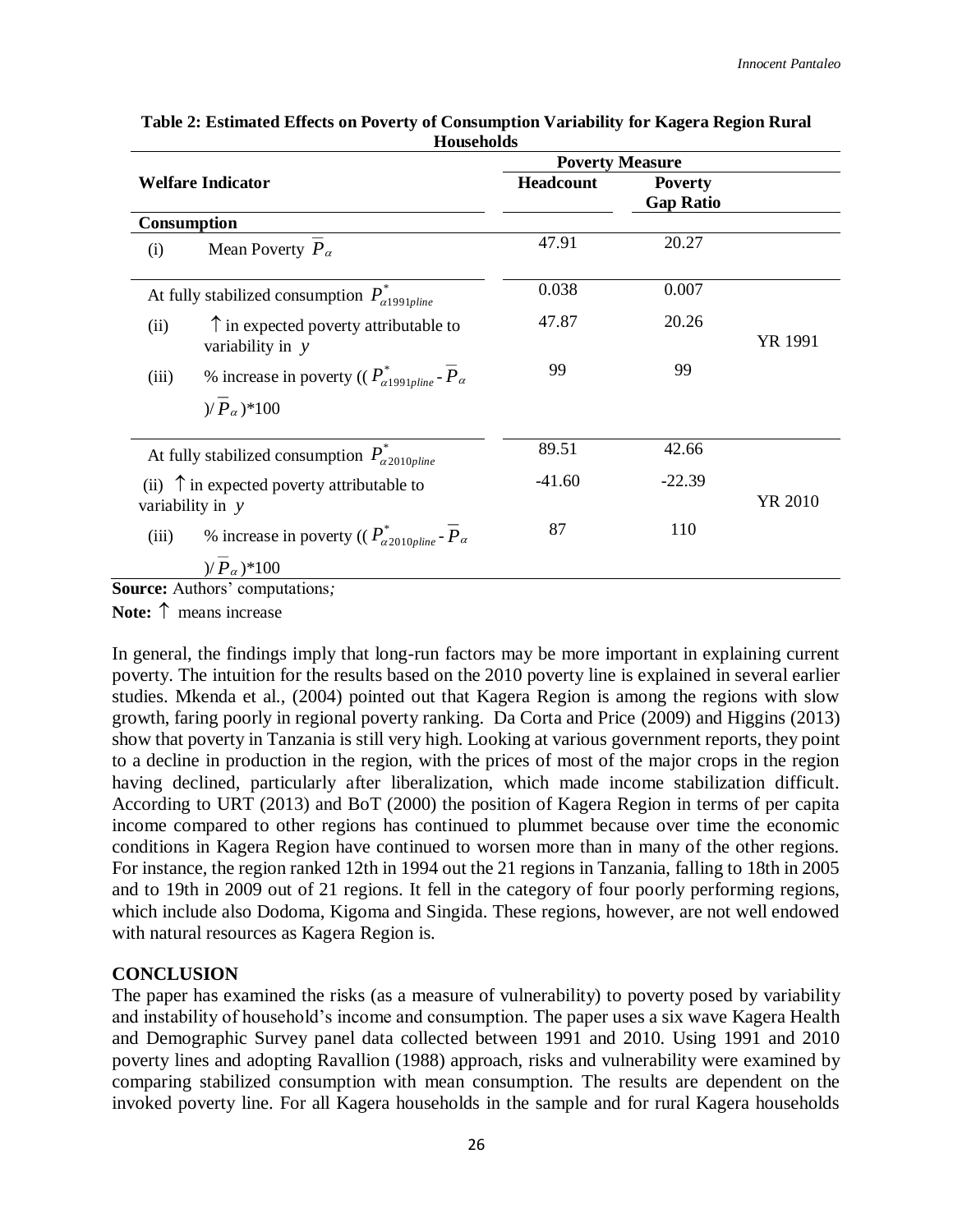**Table 2: Estimated Effects on Poverty of Consumption Variability for Kagera Region Rural Households**

| Welfare Indicator | | Poverty Measure | | |
|---|---|---|---|---|
| | | Headcount | Poverty Gap Ratio | |
| **Consumption** | | | | |
| (i) | Mean Poverty $\overline{P}_{\alpha}$ | 47.91 | 20.27 | |
| At fully stabilized consumption $P^{*}_{\alpha 1991pline}$ | | 0.038 | 0.007 | |
| (ii) | ↑ in expected poverty attributable to variability in $y$ | 47.87 | 20.26 | YR 1991 |
| (iii) | % increase in poverty $((P^{*}_{\alpha 1991pline} - \overline{P}_{\alpha})/\overline{P}_{\alpha})*100$ | 99 | 99 | |
| At fully stabilized consumption $P^{*}_{\alpha 2010pline}$ | | 89.51 | 42.66 | |
| (ii) | ↑ in expected poverty attributable to variability in $y$ | -41.60 | -22.39 | YR 2010 |
| (iii) | % increase in poverty $((P^{*}_{\alpha 2010pline} - \overline{P}_{\alpha})/\overline{P}_{\alpha})*100$ | 87 | 110 | |

**Source:** Authors' computations;

**Note:** ↑ means increase

In general, the findings imply that long-run factors may be more important in explaining current poverty. The intuition for the results based on the 2010 poverty line is explained in several earlier studies. Mkenda et al., (2004) pointed out that Kagera Region is among the regions with slow growth, faring poorly in regional poverty ranking. Da Corta and Price (2009) and Higgins (2013) show that poverty in Tanzania is still very high. Looking at various government reports, they point to a decline in production in the region, with the prices of most of the major crops in the region having declined, particularly after liberalization, which made income stabilization difficult. According to URT (2013) and BoT (2000) the position of Kagera Region in terms of per capita income compared to other regions has continued to plummet because over time the economic conditions in Kagera Region have continued to worsen more than in many of the other regions. For instance, the region ranked 12th in 1994 out the 21 regions in Tanzania, falling to 18th in 2005 and to 19th in 2009 out of 21 regions. It fell in the category of four poorly performing regions, which include also Dodoma, Kigoma and Singida. These regions, however, are not well endowed with natural resources as Kagera Region is.

## CONCLUSION

The paper has examined the risks (as a measure of vulnerability) to poverty posed by variability and instability of household's income and consumption. The paper uses a six wave Kagera Health and Demographic Survey panel data collected between 1991 and 2010. Using 1991 and 2010 poverty lines and adopting Ravallion (1988) approach, risks and vulnerability were examined by comparing stabilized consumption with mean consumption. The results are dependent on the invoked poverty line. For all Kagera households in the sample and for rural Kagera households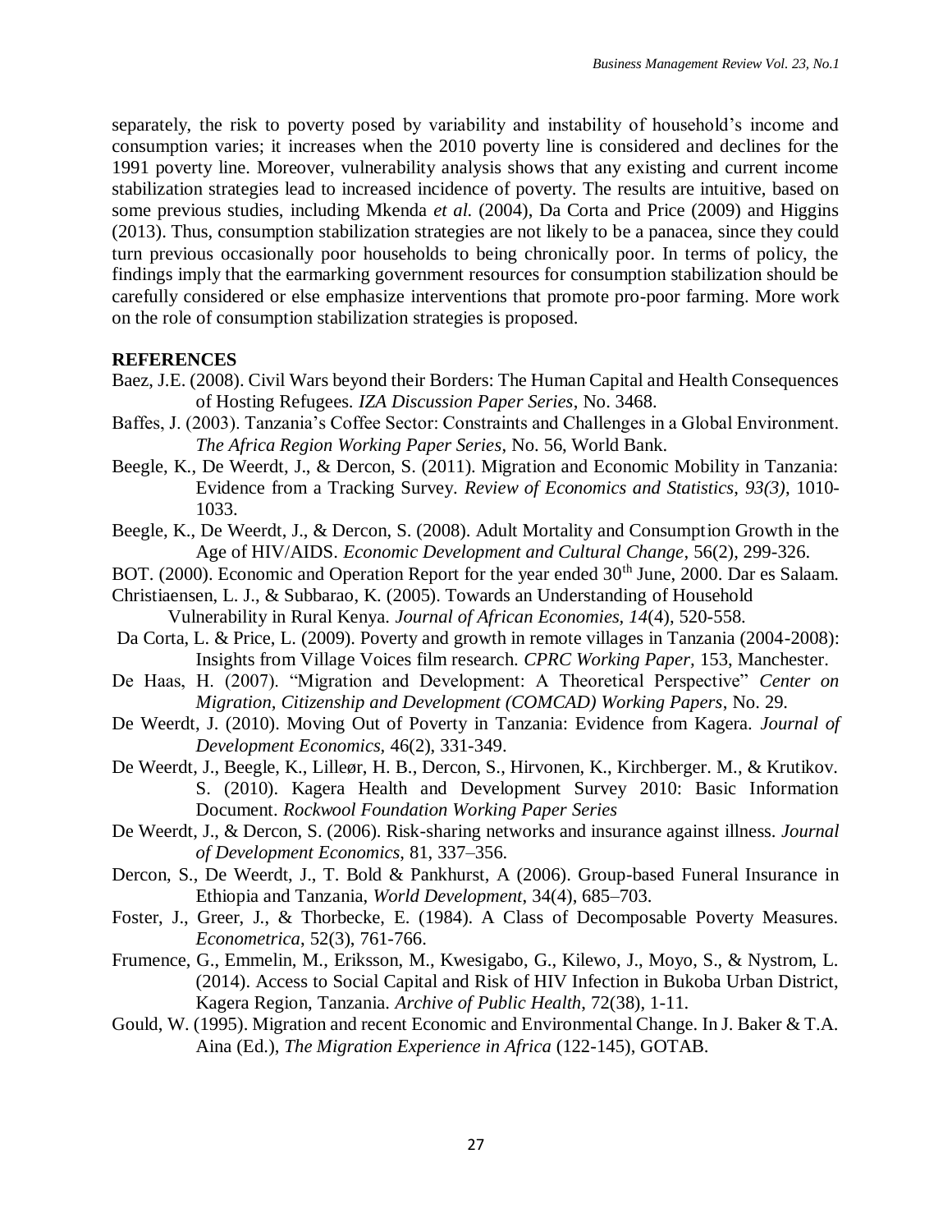separately, the risk to poverty posed by variability and instability of household's income and consumption varies; it increases when the 2010 poverty line is considered and declines for the 1991 poverty line. Moreover, vulnerability analysis shows that any existing and current income stabilization strategies lead to increased incidence of poverty. The results are intuitive, based on some previous studies, including Mkenda *et al.* (2004), Da Corta and Price (2009) and Higgins (2013). Thus, consumption stabilization strategies are not likely to be a panacea, since they could turn previous occasionally poor households to being chronically poor. In terms of policy, the findings imply that the earmarking government resources for consumption stabilization should be carefully considered or else emphasize interventions that promote pro-poor farming. More work on the role of consumption stabilization strategies is proposed.

**REFERENCES**

Baez, J.E. (2008). Civil Wars beyond their Borders: The Human Capital and Health Consequences of Hosting Refugees. *IZA Discussion Paper Series*, No. 3468.

Baffes, J. (2003). Tanzania's Coffee Sector: Constraints and Challenges in a Global Environment. *The Africa Region Working Paper Series*, No. 56, World Bank.

Beegle, K., De Weerdt, J., & Dercon, S. (2011). Migration and Economic Mobility in Tanzania: Evidence from a Tracking Survey. *Review of Economics and Statistics, 93(3)*, 1010-1033.

Beegle, K., De Weerdt, J., & Dercon, S. (2008). Adult Mortality and Consumption Growth in the Age of HIV/AIDS. *Economic Development and Cultural Change*, 56(2), 299-326.

BOT. (2000). Economic and Operation Report for the year ended 30th June, 2000. Dar es Salaam.

Christiaensen, L. J., & Subbarao, K. (2005). Towards an Understanding of Household Vulnerability in Rural Kenya. *Journal of African Economies, 14*(4), 520-558.

Da Corta, L. & Price, L. (2009). Poverty and growth in remote villages in Tanzania (2004-2008): Insights from Village Voices film research. *CPRC Working Paper,* 153, Manchester.

De Haas, H. (2007). "Migration and Development: A Theoretical Perspective" *Center on Migration, Citizenship and Development (COMCAD) Working Papers*, No. 29.

De Weerdt, J. (2010). Moving Out of Poverty in Tanzania: Evidence from Kagera. *Journal of Development Economics,* 46(2), 331-349.

De Weerdt, J., Beegle, K., Lilleør, H. B., Dercon, S., Hirvonen, K., Kirchberger. M., & Krutikov. S. (2010). Kagera Health and Development Survey 2010: Basic Information Document. *Rockwool Foundation Working Paper Series*

De Weerdt, J., & Dercon, S. (2006). Risk-sharing networks and insurance against illness. *Journal of Development Economics*, 81, 337–356.

Dercon, S., De Weerdt, J., T. Bold & Pankhurst, A (2006). Group-based Funeral Insurance in Ethiopia and Tanzania, *World Development*, 34(4), 685–703.

Foster, J., Greer, J., & Thorbecke, E. (1984). A Class of Decomposable Poverty Measures. *Econometrica*, 52(3), 761-766.

Frumence, G., Emmelin, M., Eriksson, M., Kwesigabo, G., Kilewo, J., Moyo, S., & Nystrom, L. (2014). Access to Social Capital and Risk of HIV Infection in Bukoba Urban District, Kagera Region, Tanzania. *Archive of Public Health*, 72(38), 1-11.

Gould, W. (1995). Migration and recent Economic and Environmental Change. In J. Baker & T.A. Aina (Ed.), *The Migration Experience in Africa* (122-145), GOTAB.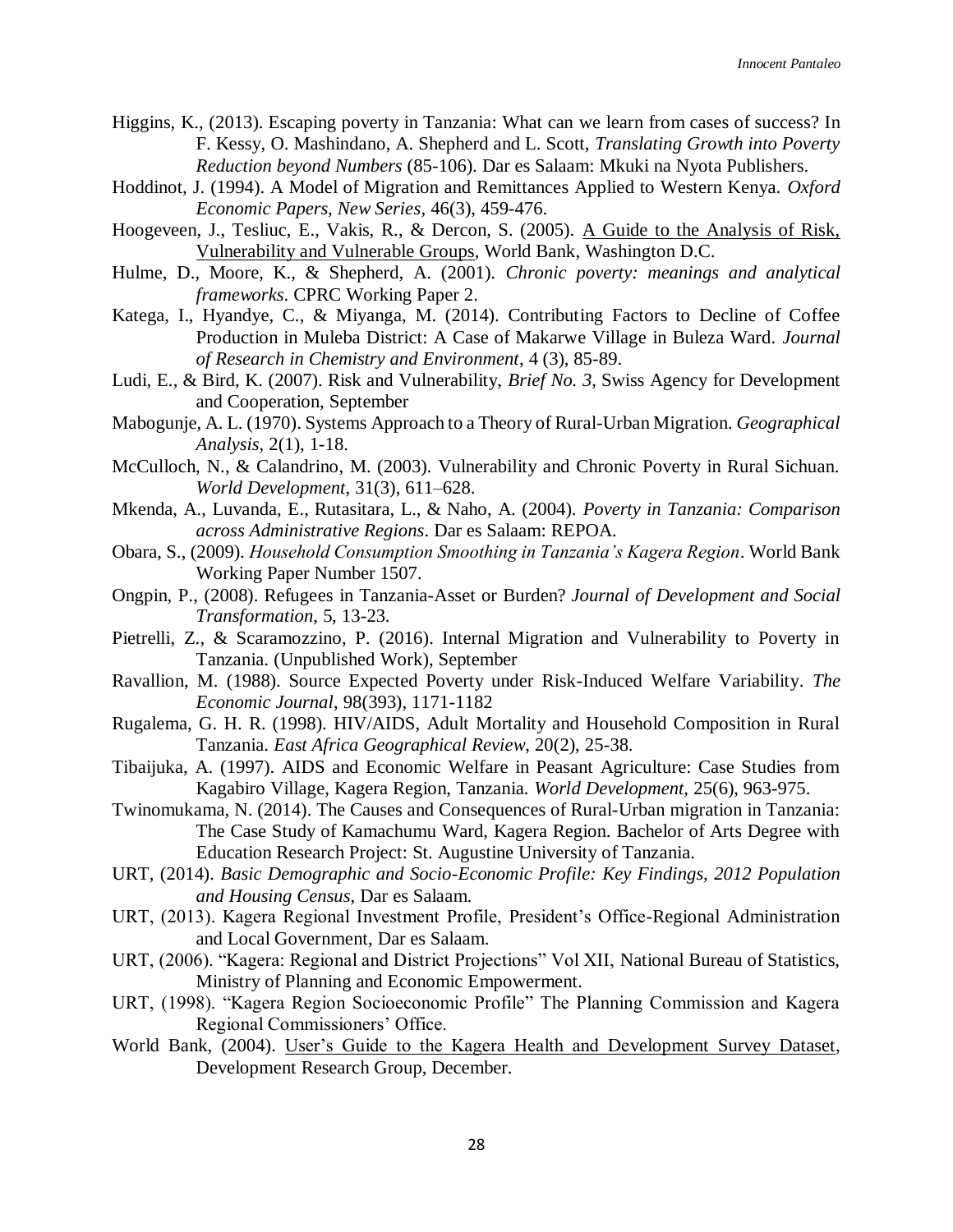Higgins, K., (2013). Escaping poverty in Tanzania: What can we learn from cases of success? In F. Kessy, O. Mashindano, A. Shepherd and L. Scott, *Translating Growth into Poverty Reduction beyond Numbers* (85-106). Dar es Salaam: Mkuki na Nyota Publishers.

Hoddinot, J. (1994). A Model of Migration and Remittances Applied to Western Kenya. *Oxford Economic Papers, New Series*, 46(3), 459-476.

Hoogeveen, J., Tesliuc, E., Vakis, R., & Dercon, S. (2005). A Guide to the Analysis of Risk, Vulnerability and Vulnerable Groups, World Bank, Washington D.C.

Hulme, D., Moore, K., & Shepherd, A. (2001). *Chronic poverty: meanings and analytical frameworks*. CPRC Working Paper 2.

Katega, I., Hyandye, C., & Miyanga, M. (2014). Contributing Factors to Decline of Coffee Production in Muleba District: A Case of Makarwe Village in Buleza Ward. *Journal of Research in Chemistry and Environment*, 4 (3), 85-89.

Ludi, E., & Bird, K. (2007). Risk and Vulnerability, *Brief No. 3*, Swiss Agency for Development and Cooperation, September

Mabogunje, A. L. (1970). Systems Approach to a Theory of Rural-Urban Migration. *Geographical Analysis,* 2(1), 1-18.

McCulloch, N., & Calandrino, M. (2003). Vulnerability and Chronic Poverty in Rural Sichuan. *World Development*, 31(3), 611–628.

Mkenda, A., Luvanda, E., Rutasitara, L., & Naho, A. (2004). *Poverty in Tanzania: Comparison across Administrative Regions*. Dar es Salaam: REPOA.

Obara, S., (2009). *Household Consumption Smoothing in Tanzania's Kagera Region*. World Bank Working Paper Number 1507.

Ongpin, P., (2008). Refugees in Tanzania-Asset or Burden? *Journal of Development and Social Transformation*, 5, 13-23.

Pietrelli, Z., & Scaramozzino, P. (2016). Internal Migration and Vulnerability to Poverty in Tanzania. (Unpublished Work), September

Ravallion, M. (1988). Source Expected Poverty under Risk-Induced Welfare Variability. *The Economic Journal*, 98(393), 1171-1182

Rugalema, G. H. R. (1998). HIV/AIDS, Adult Mortality and Household Composition in Rural Tanzania. *East Africa Geographical Review*, 20(2), 25-38.

Tibaijuka, A. (1997). AIDS and Economic Welfare in Peasant Agriculture: Case Studies from Kagabiro Village, Kagera Region, Tanzania. *World Development,* 25(6), 963-975.

Twinomukama, N. (2014). The Causes and Consequences of Rural-Urban migration in Tanzania: The Case Study of Kamachumu Ward, Kagera Region. Bachelor of Arts Degree with Education Research Project: St. Augustine University of Tanzania.

URT, (2014). *Basic Demographic and Socio-Economic Profile: Key Findings, 2012 Population and Housing Census*, Dar es Salaam.

URT, (2013). Kagera Regional Investment Profile, President's Office-Regional Administration and Local Government, Dar es Salaam.

URT, (2006). "Kagera: Regional and District Projections" Vol XII, National Bureau of Statistics, Ministry of Planning and Economic Empowerment.

URT, (1998). "Kagera Region Socioeconomic Profile" The Planning Commission and Kagera Regional Commissioners' Office.

World Bank, (2004). User's Guide to the Kagera Health and Development Survey Dataset, Development Research Group, December.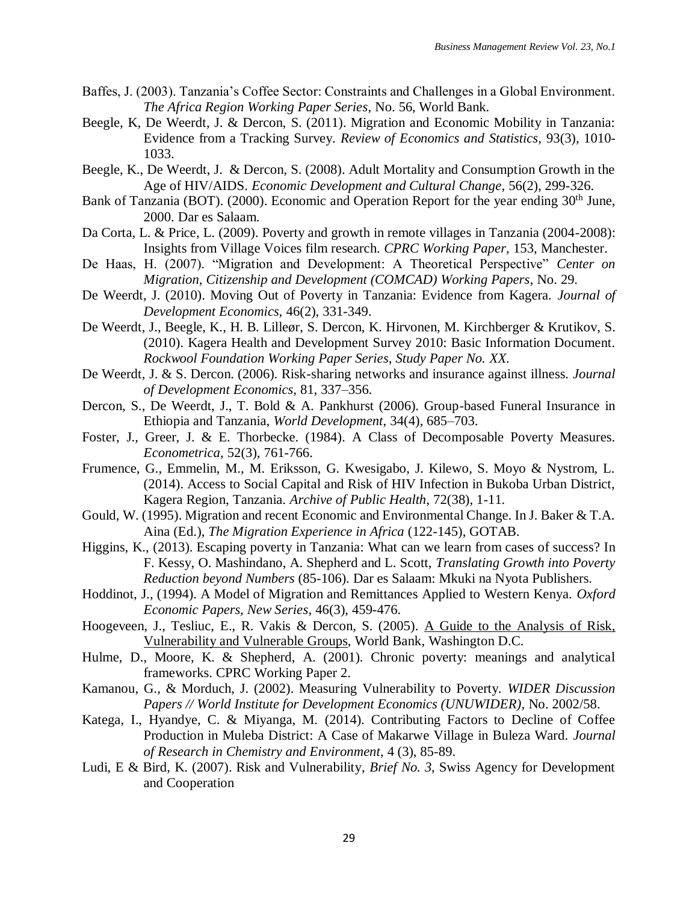Baffes, J. (2003). Tanzania's Coffee Sector: Constraints and Challenges in a Global Environment. *The Africa Region Working Paper Series*, No. 56, World Bank.

Beegle, K, De Weerdt, J. & Dercon, S. (2011). Migration and Economic Mobility in Tanzania: Evidence from a Tracking Survey. *Review of Economics and Statistics*, 93(3), 1010-1033.

Beegle, K., De Weerdt, J. & Dercon, S. (2008). Adult Mortality and Consumption Growth in the Age of HIV/AIDS. *Economic Development and Cultural Change*, 56(2), 299-326.

Bank of Tanzania (BOT). (2000). Economic and Operation Report for the year ending 30th June, 2000. Dar es Salaam.

Da Corta, L. & Price, L. (2009). Poverty and growth in remote villages in Tanzania (2004-2008): Insights from Village Voices film research. *CPRC Working Paper*, 153, Manchester.

De Haas, H. (2007). "Migration and Development: A Theoretical Perspective" *Center on Migration, Citizenship and Development (COMCAD) Working Papers*, No. 29.

De Weerdt, J. (2010). Moving Out of Poverty in Tanzania: Evidence from Kagera. *Journal of Development Economics*, 46(2), 331-349.

De Weerdt, J., Beegle, K., H. B. Lilleør, S. Dercon, K. Hirvonen, M. Kirchberger & Krutikov, S. (2010). Kagera Health and Development Survey 2010: Basic Information Document. *Rockwool Foundation Working Paper Series, Study Paper No. XX*.

De Weerdt, J. & S. Dercon. (2006). Risk-sharing networks and insurance against illness. *Journal of Development Economics*, 81, 337–356.

Dercon, S., De Weerdt, J., T. Bold & A. Pankhurst (2006). Group-based Funeral Insurance in Ethiopia and Tanzania, *World Development*, 34(4), 685–703.

Foster, J., Greer, J. & E. Thorbecke. (1984). A Class of Decomposable Poverty Measures. *Econometrica*, 52(3), 761-766.

Frumence, G., Emmelin, M., M. Eriksson, G. Kwesigabo, J. Kilewo, S. Moyo & Nystrom, L. (2014). Access to Social Capital and Risk of HIV Infection in Bukoba Urban District, Kagera Region, Tanzania. *Archive of Public Health*, 72(38), 1-11.

Gould, W. (1995). Migration and recent Economic and Environmental Change. In J. Baker & T.A. Aina (Ed.), *The Migration Experience in Africa* (122-145), GOTAB.

Higgins, K., (2013). Escaping poverty in Tanzania: What can we learn from cases of success? In F. Kessy, O. Mashindano, A. Shepherd and L. Scott, *Translating Growth into Poverty Reduction beyond Numbers* (85-106). Dar es Salaam: Mkuki na Nyota Publishers.

Hoddinot, J., (1994). A Model of Migration and Remittances Applied to Western Kenya. *Oxford Economic Papers, New Series*, 46(3), 459-476.

Hoogeveen, J., Tesliuc, E., R. Vakis & Dercon, S. (2005). A Guide to the Analysis of Risk, Vulnerability and Vulnerable Groups, World Bank, Washington D.C.

Hulme, D., Moore, K. & Shepherd, A. (2001). Chronic poverty: meanings and analytical frameworks. CPRC Working Paper 2.

Kamanou, G., & Morduch, J. (2002). Measuring Vulnerability to Poverty. *WIDER Discussion Papers // World Institute for Development Economics (UNUWIDER)*, No. 2002/58.

Katega, I., Hyandye, C. & Miyanga, M. (2014). Contributing Factors to Decline of Coffee Production in Muleba District: A Case of Makarwe Village in Buleza Ward. *Journal of Research in Chemistry and Environment*, 4 (3), 85-89.

Ludi, E & Bird, K. (2007). Risk and Vulnerability, *Brief No. 3*, Swiss Agency for Development and Cooperation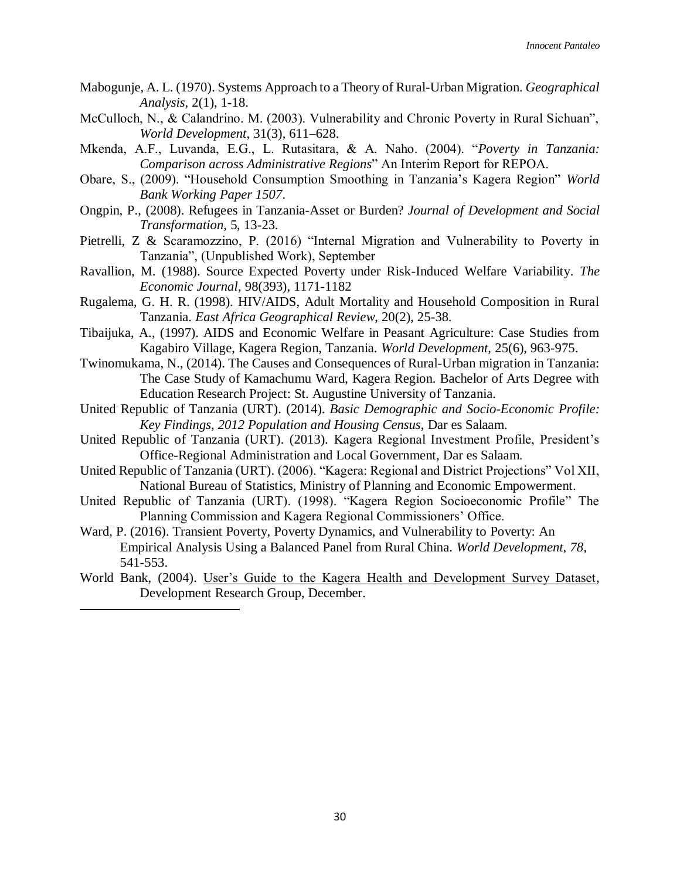Mabogunje, A. L. (1970). Systems Approach to a Theory of Rural-Urban Migration. *Geographical Analysis*, 2(1), 1-18.

McCulloch, N., & Calandrino. M. (2003). Vulnerability and Chronic Poverty in Rural Sichuan", *World Development*, 31(3), 611–628.

Mkenda, A.F., Luvanda, E.G., L. Rutasitara, & A. Naho. (2004). "*Poverty in Tanzania: Comparison across Administrative Regions*" An Interim Report for REPOA.

Obare, S., (2009). "Household Consumption Smoothing in Tanzania's Kagera Region" *World Bank Working Paper 1507*.

Ongpin, P., (2008). Refugees in Tanzania-Asset or Burden? *Journal of Development and Social Transformation*, 5, 13-23.

Pietrelli, Z & Scaramozzino, P. (2016) "Internal Migration and Vulnerability to Poverty in Tanzania", (Unpublished Work), September

Ravallion, M. (1988). Source Expected Poverty under Risk-Induced Welfare Variability. *The Economic Journal*, 98(393), 1171-1182

Rugalema, G. H. R. (1998). HIV/AIDS, Adult Mortality and Household Composition in Rural Tanzania. *East Africa Geographical Review*, 20(2), 25-38.

Tibaijuka, A., (1997). AIDS and Economic Welfare in Peasant Agriculture: Case Studies from Kagabiro Village, Kagera Region, Tanzania. *World Development*, 25(6), 963-975.

Twinomukama, N., (2014). The Causes and Consequences of Rural-Urban migration in Tanzania: The Case Study of Kamachumu Ward, Kagera Region. Bachelor of Arts Degree with Education Research Project: St. Augustine University of Tanzania.

United Republic of Tanzania (URT). (2014). *Basic Demographic and Socio-Economic Profile: Key Findings, 2012 Population and Housing Census*, Dar es Salaam.

United Republic of Tanzania (URT). (2013). Kagera Regional Investment Profile, President's Office-Regional Administration and Local Government, Dar es Salaam.

United Republic of Tanzania (URT). (2006). "Kagera: Regional and District Projections" Vol XII, National Bureau of Statistics, Ministry of Planning and Economic Empowerment.

United Republic of Tanzania (URT). (1998). "Kagera Region Socioeconomic Profile" The Planning Commission and Kagera Regional Commissioners' Office.

Ward, P. (2016). Transient Poverty, Poverty Dynamics, and Vulnerability to Poverty: An Empirical Analysis Using a Balanced Panel from Rural China. *World Development, 78*, 541-553.

World Bank, (2004). User's Guide to the Kagera Health and Development Survey Dataset, Development Research Group, December.